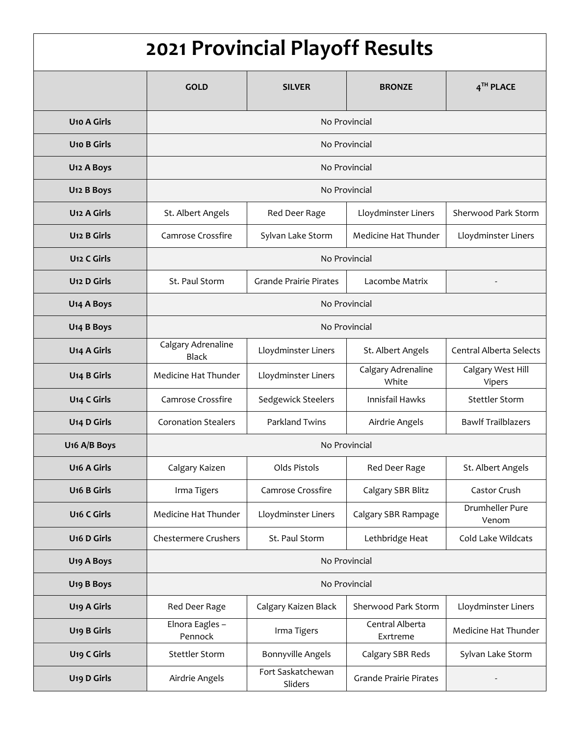# 2021 Provincial Playoff Results

| | GOLD | SILVER | BRONZE | 4TH PLACE |
|---|---|---|---|---|
| U10 A Girls | No Provincial | | | |
| U10 B Girls | No Provincial | | | |
| U12 A Boys | No Provincial | | | |
| U12 B Boys | No Provincial | | | |
| U12 A Girls | St. Albert Angels | Red Deer Rage | Lloydminster Liners | Sherwood Park Storm |
| U12 B Girls | Camrose Crossfire | Sylvan Lake Storm | Medicine Hat Thunder | Lloydminster Liners |
| U12 C Girls | No Provincial | | | |
| U12 D Girls | St. Paul Storm | Grande Prairie Pirates | Lacombe Matrix | - |
| U14 A Boys | No Provincial | | | |
| U14 B Boys | No Provincial | | | |
| U14 A Girls | Calgary Adrenaline Black | Lloydminster Liners | St. Albert Angels | Central Alberta Selects |
| U14 B Girls | Medicine Hat Thunder | Lloydminster Liners | Calgary Adrenaline White | Calgary West Hill Vipers |
| U14 C Girls | Camrose Crossfire | Sedgewick Steelers | Innisfail Hawks | Stettler Storm |
| U14 D Girls | Coronation Stealers | Parkland Twins | Airdrie Angels | Bawlf Trailblazers |
| U16 A/B Boys | No Provincial | | | |
| U16 A Girls | Calgary Kaizen | Olds Pistols | Red Deer Rage | St. Albert Angels |
| U16 B Girls | Irma Tigers | Camrose Crossfire | Calgary SBR Blitz | Castor Crush |
| U16 C Girls | Medicine Hat Thunder | Lloydminster Liners | Calgary SBR Rampage | Drumheller Pure Venom |
| U16 D Girls | Chestermere Crushers | St. Paul Storm | Lethbridge Heat | Cold Lake Wildcats |
| U19 A Boys | No Provincial | | | |
| U19 B Boys | No Provincial | | | |
| U19 A Girls | Red Deer Rage | Calgary Kaizen Black | Sherwood Park Storm | Lloydminster Liners |
| U19 B Girls | Elnora Eagles – Pennock | Irma Tigers | Central Alberta Exrtreme | Medicine Hat Thunder |
| U19 C Girls | Stettler Storm | Bonnyville Angels | Calgary SBR Reds | Sylvan Lake Storm |
| U19 D Girls | Airdrie Angels | Fort Saskatchewan Sliders | Grande Prairie Pirates | - |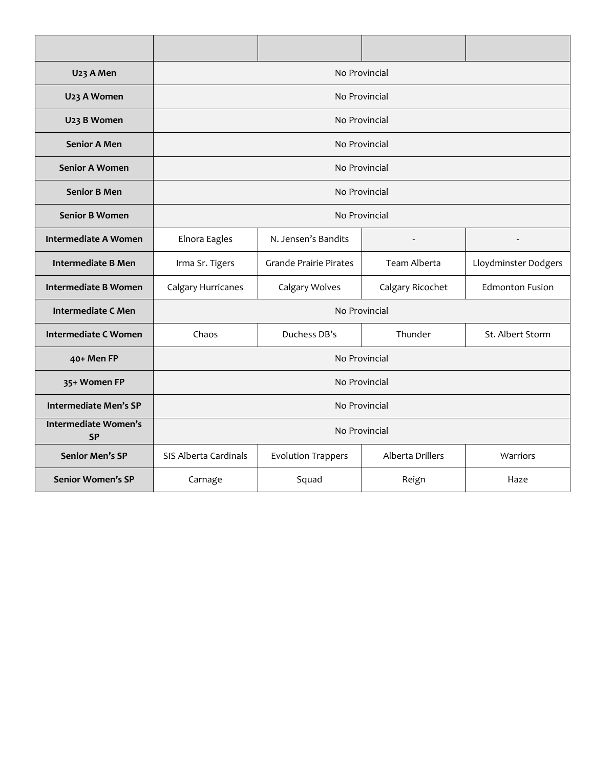| | | | | |
|---|---|---|---|---|
| U23 A Men | No Provincial | | | |
| U23 A Women | No Provincial | | | |
| U23 B Women | No Provincial | | | |
| Senior A Men | No Provincial | | | |
| Senior A Women | No Provincial | | | |
| Senior B Men | No Provincial | | | |
| Senior B Women | No Provincial | | | |
| Intermediate A Women | Elnora Eagles | N. Jensen's Bandits | - | - |
| Intermediate B Men | Irma Sr. Tigers | Grande Prairie Pirates | Team Alberta | Lloydminster Dodgers |
| Intermediate B Women | Calgary Hurricanes | Calgary Wolves | Calgary Ricochet | Edmonton Fusion |
| Intermediate C Men | No Provincial | | | |
| Intermediate C Women | Chaos | Duchess DB's | Thunder | St. Albert Storm |
| 40+ Men FP | No Provincial | | | |
| 35+ Women FP | No Provincial | | | |
| Intermediate Men's SP | No Provincial | | | |
| Intermediate Women's SP | No Provincial | | | |
| Senior Men's SP | SIS Alberta Cardinals | Evolution Trappers | Alberta Drillers | Warriors |
| Senior Women's SP | Carnage | Squad | Reign | Haze |